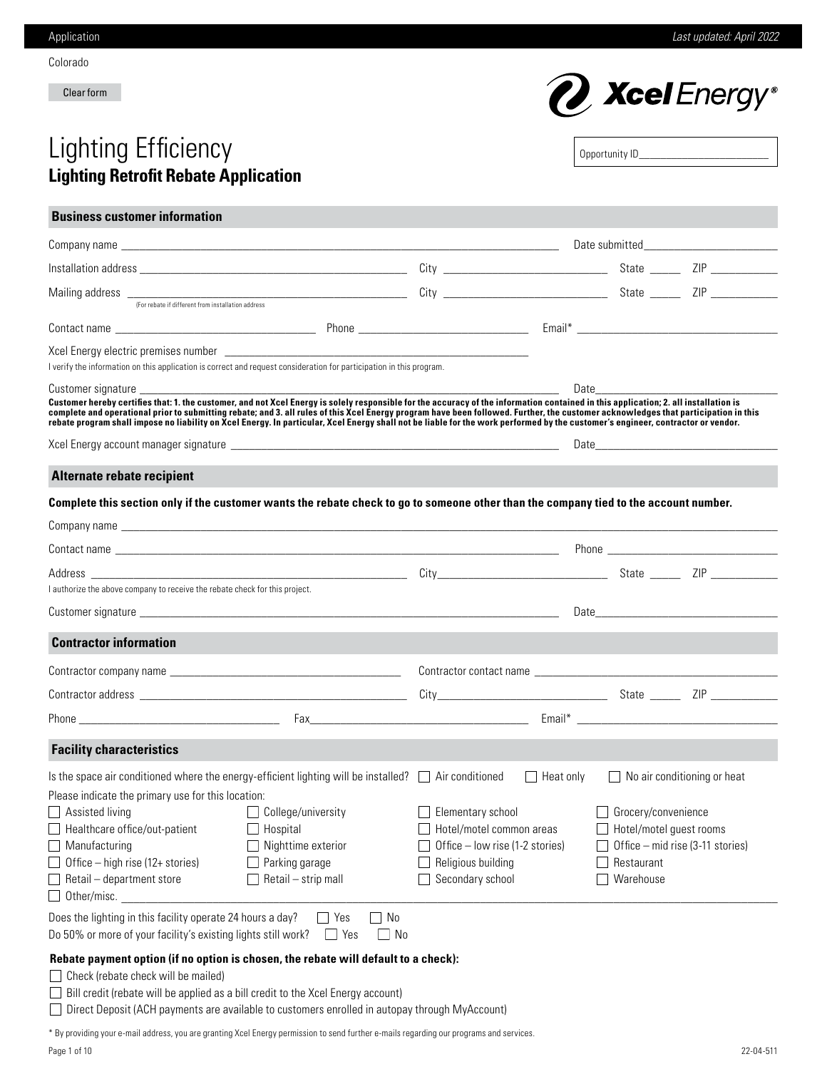Colorado

Clear form

# Lighting Efficiency

## Lighting Retrofit Rebate Application

Opportunity ID________________________

### Business customer information

Company name ______________________________________________ Date submitted______________________

Installation address ______________________________ City ______________________ State _____ ZIP __________

Mailing address ______________________________ City ______________________ State _____ ZIP __________
(For rebate if different from installation address

Contact name ________________________ Phone ______________________ Email* ____________________________

Xcel Energy electric premises number ____________________________________________

I verify the information on this application is correct and request consideration for participation in this program.

Customer signature ______________________________________________ Date______________________________

**Customer hereby certifies that: 1. the customer, and not Xcel Energy is solely responsible for the accuracy of the information contained in this application; 2. all installation is complete and operational prior to submitting rebate; and 3. all rules of this Xcel Energy program have been followed. Further, the customer acknowledges that participation in this rebate program shall impose no liability on Xcel Energy. In particular, Xcel Energy shall not be liable for the work performed by the customer's engineer, contractor or vendor.**

Xcel Energy account manager signature ______________________________________ Date______________________________

### Alternate rebate recipient

**Complete this section only if the customer wants the rebate check to go to someone other than the company tied to the account number.**

Company name ________________________________________________________________________________

Contact name ______________________________________________ Phone ____________________________

Address ______________________________ City______________________ State _____ ZIP __________

I authorize the above company to receive the rebate check for this project.

Customer signature ______________________________________________ Date______________________________

### Contractor information

Contractor company name ______________________________ Contractor contact name ______________________________

Contractor address ______________________________ City______________________ State _____ ZIP __________

Phone ________________________ Fax______________________________ Email* ______________________________

### Facility characteristics

Is the space air conditioned where the energy-efficient lighting will be installed? ☐ Air conditioned ☐ Heat only ☐ No air conditioning or heat

Please indicate the primary use for this location:

- ☐ Assisted living
- ☐ College/university
- ☐ Elementary school
- ☐ Grocery/convenience
- ☐ Healthcare office/out-patient
- ☐ Hospital
- ☐ Hotel/motel common areas
- ☐ Hotel/motel guest rooms
- ☐ Manufacturing
- ☐ Nighttime exterior
- ☐ Office – low rise (1-2 stories)
- ☐ Office – mid rise (3-11 stories)
- ☐ Office – high rise (12+ stories)
- ☐ Parking garage
- ☐ Religious building
- ☐ Restaurant
- ☐ Retail – department store
- ☐ Retail – strip mall
- ☐ Secondary school
- ☐ Warehouse
- ☐ Other/misc. ________________________________________________

Does the lighting in this facility operate 24 hours a day? ☐ Yes ☐ No

Do 50% or more of your facility's existing lights still work? ☐ Yes ☐ No

**Rebate payment option (if no option is chosen, the rebate will default to a check):**

- ☐ Check (rebate check will be mailed)
- ☐ Bill credit (rebate will be applied as a bill credit to the Xcel Energy account)
- ☐ Direct Deposit (ACH payments are available to customers enrolled in autopay through MyAccount)

\* By providing your e-mail address, you are granting Xcel Energy permission to send further e-mails regarding our programs and services.

22-04-511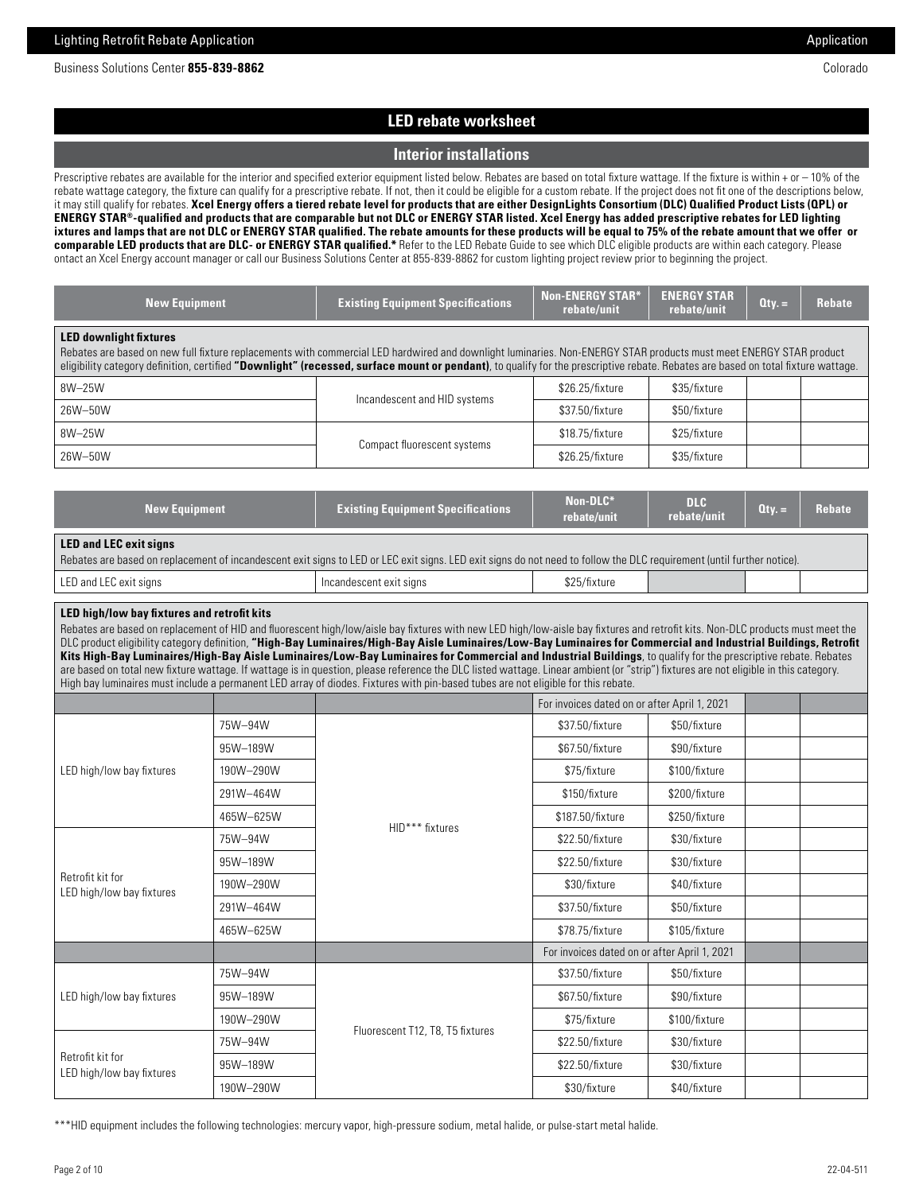## LED rebate worksheet

### Interior installations

Prescriptive rebates are available for the interior and specified exterior equipment listed below. Rebates are based on total fixture wattage. If the fixture is within + or – 10% of the rebate wattage category, the fixture can qualify for a prescriptive rebate. If not, then it could be eligible for a custom rebate. If the project does not fit one of the descriptions below, it may still qualify for rebates. **Xcel Energy offers a tiered rebate level for products that are either DesignLights Consortium (DLC) Qualified Product Lists (QPL) or ENERGY STAR®-qualified and products that are comparable but not DLC or ENERGY STAR listed. Xcel Energy has added prescriptive rebates for LED lighting ixtures and lamps that are not DLC or ENERGY STAR qualified. The rebate amounts for these products will be equal to 75% of the rebate amount that we offer or comparable LED products that are DLC- or ENERGY STAR qualified.*** Refer to the LED Rebate Guide to see which DLC eligible products are within each category. Please ontact an Xcel Energy account manager or call our Business Solutions Center at 855-839-8862 for custom lighting project review prior to beginning the project.

| New Equipment | Existing Equipment Specifications | Non-ENERGY STAR* rebate/unit | ENERGY STAR rebate/unit | Qty. = | Rebate |
|---|---|---|---|---|---|
| **LED downlight fixtures**<br>Rebates are based on new full fixture replacements with commercial LED hardwired and downlight luminaries. Non-ENERGY STAR products must meet ENERGY STAR product eligibility category definition, certified **"Downlight" (recessed, surface mount or pendant)**, to qualify for the prescriptive rebate. Rebates are based on total fixture wattage. | | | | | |
| 8W–25W | Incandescent and HID systems | $26.25/fixture | $35/fixture | | |
| 26W–50W | Incandescent and HID systems | $37.50/fixture | $50/fixture | | |
| 8W–25W | Compact fluorescent systems | $18.75/fixture | $25/fixture | | |
| 26W–50W | Compact fluorescent systems | $26.25/fixture | $35/fixture | | |

| New Equipment | | Existing Equipment Specifications | Non-DLC* rebate/unit | DLC rebate/unit | Qty. = | Rebate |
|---|---|---|---|---|---|---|
| **LED and LEC exit signs**<br>Rebates are based on replacement of incandescent exit signs to LED or LEC exit signs. LED exit signs do not need to follow the DLC requirement (until further notice). | | | | | | |
| LED and LEC exit signs | | Incandescent exit signs | $25/fixture | | | |
| **LED high/low bay fixtures and retrofit kits**<br>Rebates are based on replacement of HID and fluorescent high/low/aisle bay fixtures with new LED high/low-aisle bay fixtures and retrofit kits. Non-DLC products must meet the DLC product eligibility category definition, **"High-Bay Luminaires/High-Bay Aisle Luminaires/Low-Bay Luminaires for Commercial and Industrial Buildings, Retrofit Kits High-Bay Luminaires/High-Bay Aisle Luminaires/Low-Bay Luminaires for Commercial and Industrial Buildings**, to qualify for the prescriptive rebate. Rebates are based on total new fixture wattage. If wattage is in question, please reference the DLC listed wattage. Linear ambient (or "strip") fixtures are not eligible in this category. High bay luminaires must include a permanent LED array of diodes. Fixtures with pin-based tubes are not eligible for this rebate. | | | | | | |
| | | | For invoices dated on or after April 1, 2021 | | | |
| LED high/low bay fixtures | 75W–94W | HID*** fixtures | $37.50/fixture | $50/fixture | | |
| | 95W–189W | HID*** fixtures | $67.50/fixture | $90/fixture | | |
| | 190W–290W | HID*** fixtures | $75/fixture | $100/fixture | | |
| | 291W–464W | HID*** fixtures | $150/fixture | $200/fixture | | |
| | 465W–625W | HID*** fixtures | $187.50/fixture | $250/fixture | | |
| Retrofit kit for LED high/low bay fixtures | 75W–94W | HID*** fixtures | $22.50/fixture | $30/fixture | | |
| | 95W–189W | HID*** fixtures | $22.50/fixture | $30/fixture | | |
| | 190W–290W | HID*** fixtures | $30/fixture | $40/fixture | | |
| | 291W–464W | HID*** fixtures | $37.50/fixture | $50/fixture | | |
| | 465W–625W | HID*** fixtures | $78.75/fixture | $105/fixture | | |
| | | | For invoices dated on or after April 1, 2021 | | | |
| LED high/low bay fixtures | 75W–94W | Fluorescent T12, T8, T5 fixtures | $37.50/fixture | $50/fixture | | |
| | 95W–189W | Fluorescent T12, T8, T5 fixtures | $67.50/fixture | $90/fixture | | |
| | 190W–290W | Fluorescent T12, T8, T5 fixtures | $75/fixture | $100/fixture | | |
| Retrofit kit for LED high/low bay fixtures | 75W–94W | Fluorescent T12, T8, T5 fixtures | $22.50/fixture | $30/fixture | | |
| | 95W–189W | Fluorescent T12, T8, T5 fixtures | $22.50/fixture | $30/fixture | | |
| | 190W–290W | Fluorescent T12, T8, T5 fixtures | $30/fixture | $40/fixture | | |

***HID equipment includes the following technologies: mercury vapor, high-pressure sodium, metal halide, or pulse-start metal halide.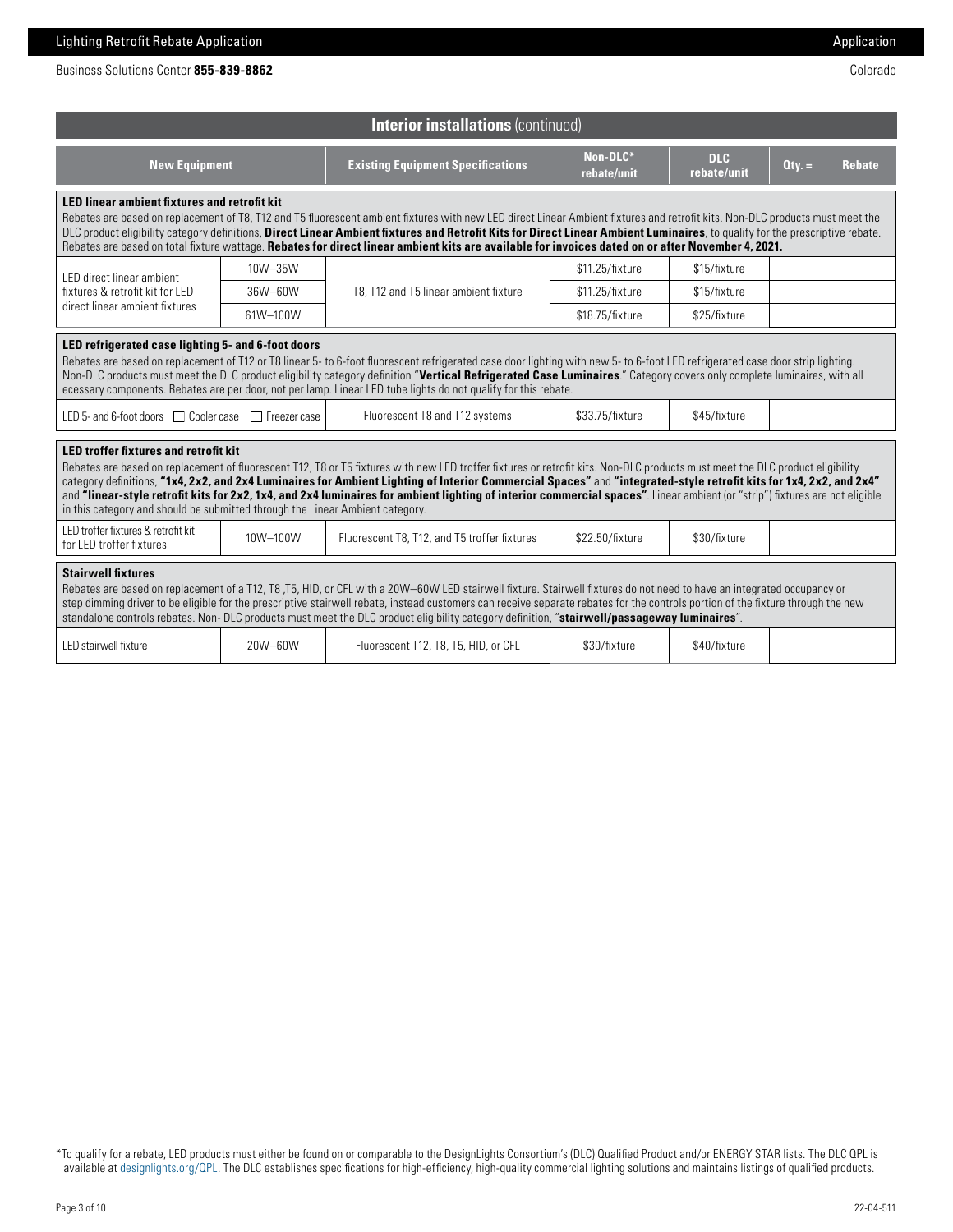## Interior installations (continued)

| New Equipment | | Existing Equipment Specifications | Non-DLC* rebate/unit | DLC rebate/unit | Qty. = | Rebate |
|---|---|---|---|---|---|---|
| **LED linear ambient fixtures and retrofit kit** Rebates are based on replacement of T8, T12 and T5 fluorescent ambient fixtures with new LED direct Linear Ambient fixtures and retrofit kits. Non-DLC products must meet the DLC product eligibility category definitions, **Direct Linear Ambient fixtures and Retrofit Kits for Direct Linear Ambient Luminaires**, to qualify for the prescriptive rebate. Rebates are based on total fixture wattage. **Rebates for direct linear ambient kits are available for invoices dated on or after November 4, 2021.** | | | | | | |
| LED direct linear ambient fixtures & retrofit kit for LED direct linear ambient fixtures | 10W–35W | T8, T12 and T5 linear ambient fixture | $11.25/fixture | $15/fixture | | |
| | 36W–60W | | $11.25/fixture | $15/fixture | | |
| | 61W–100W | | $18.75/fixture | $25/fixture | | |
| **LED refrigerated case lighting 5- and 6-foot doors** Rebates are based on replacement of T12 or T8 linear 5- to 6-foot fluorescent refrigerated case door lighting with new 5- to 6-foot LED refrigerated case door strip lighting. Non-DLC products must meet the DLC product eligibility category definition "**Vertical Refrigerated Case Luminaires**." Category covers only complete luminaires, with all ecessary components. Rebates are per door, not per lamp. Linear LED tube lights do not qualify for this rebate. | | | | | | |
| LED 5- and 6-foot doors ☐ Cooler case ☐ Freezer case | | Fluorescent T8 and T12 systems | $33.75/fixture | $45/fixture | | |
| **LED troffer fixtures and retrofit kit** Rebates are based on replacement of fluorescent T12, T8 or T5 fixtures with new LED troffer fixtures or retrofit kits. Non-DLC products must meet the DLC product eligibility category definitions, **"1x4, 2x2, and 2x4 Luminaires for Ambient Lighting of Interior Commercial Spaces"** and **"integrated-style retrofit kits for 1x4, 2x2, and 2x4"** and **"linear-style retrofit kits for 2x2, 1x4, and 2x4 luminaires for ambient lighting of interior commercial spaces"**. Linear ambient (or "strip") fixtures are not eligible in this category and should be submitted through the Linear Ambient category. | | | | | | |
| LED troffer fixtures & retrofit kit for LED troffer fixtures | 10W–100W | Fluorescent T8, T12, and T5 troffer fixtures | $22.50/fixture | $30/fixture | | |
| **Stairwell fixtures** Rebates are based on replacement of a T12, T8 ,T5, HID, or CFL with a 20W–60W LED stairwell fixture. Stairwell fixtures do not need to have an integrated occupancy or step dimming driver to be eligible for the prescriptive stairwell rebate, instead customers can receive separate rebates for the controls portion of the fixture through the new standalone controls rebates. Non- DLC products must meet the DLC product eligibility category definition, "**stairwell/passageway luminaires**". | | | | | | |
| LED stairwell fixture | 20W–60W | Fluorescent T12, T8, T5, HID, or CFL | $30/fixture | $40/fixture | | |

*To qualify for a rebate, LED products must either be found on or comparable to the DesignLights Consortium's (DLC) Qualified Product and/or ENERGY STAR lists. The DLC QPL is available at designlights.org/QPL. The DLC establishes specifications for high-efficiency, high-quality commercial lighting solutions and maintains listings of qualified products.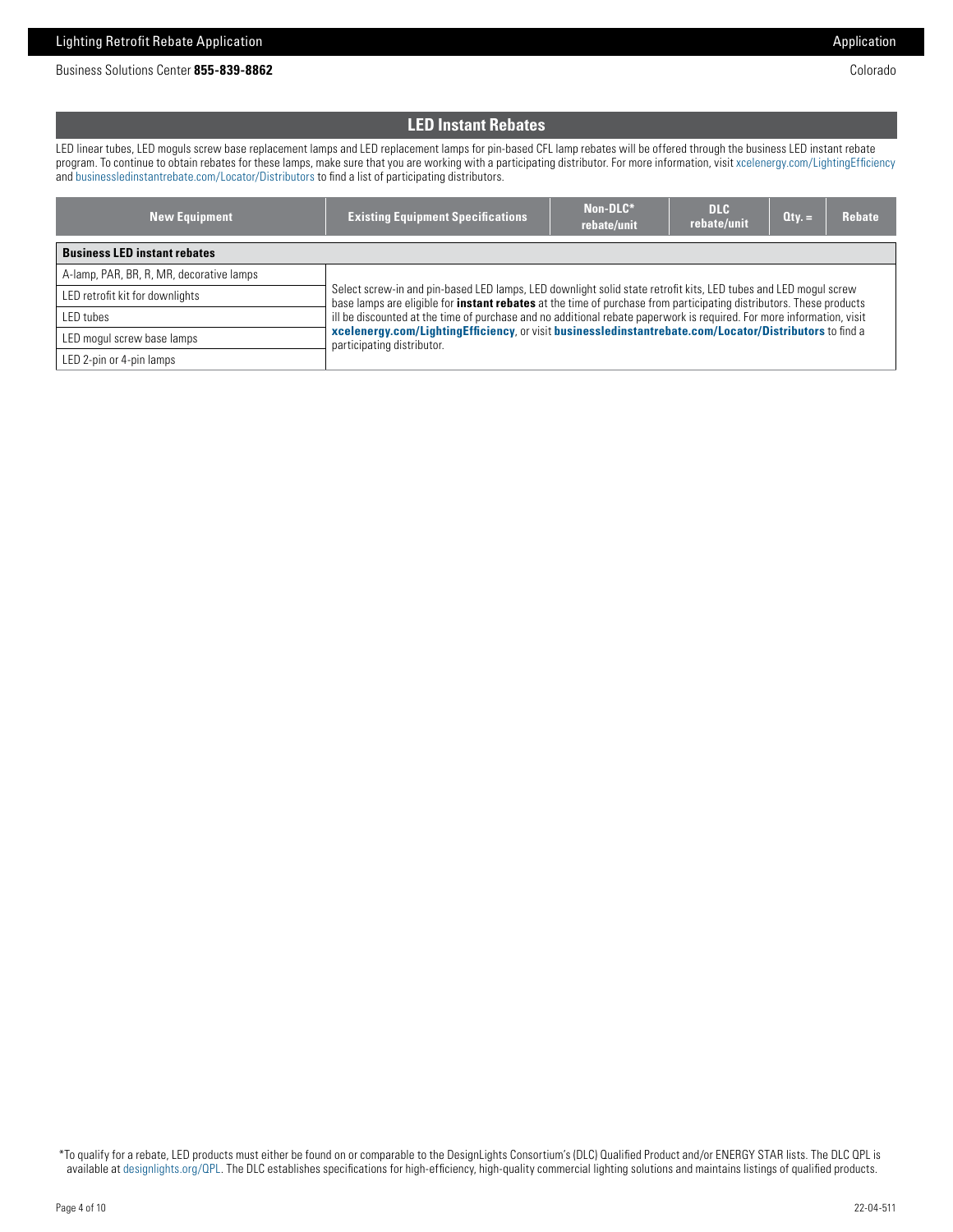## LED Instant Rebates

LED linear tubes, LED moguls screw base replacement lamps and LED replacement lamps for pin-based CFL lamp rebates will be offered through the business LED instant rebate program. To continue to obtain rebates for these lamps, make sure that you are working with a participating distributor. For more information, visit xcelenergy.com/LightingEfficiency and businessledinstantrebate.com/Locator/Distributors to find a list of participating distributors.

| New Equipment | Existing Equipment Specifications | Non-DLC* rebate/unit | DLC rebate/unit | Qty. = | Rebate |
|---|---|---|---|---|---|
| **Business LED instant rebates** | | | | | |
| A-lamp, PAR, BR, R, MR, decorative lamps | Select screw-in and pin-based LED lamps, LED downlight solid state retrofit kits, LED tubes and LED mogul screw base lamps are eligible for **instant rebates** at the time of purchase from participating distributors. These products ill be discounted at the time of purchase and no additional rebate paperwork is required. For more information, visit **xcelenergy.com/LightingEfficiency**, or visit **businessledinstantrebate.com/Locator/Distributors** to find a participating distributor. | | | | |
| LED retrofit kit for downlights | | | | | |
| LED tubes | | | | | |
| LED mogul screw base lamps | | | | | |
| LED 2-pin or 4-pin lamps | | | | | |

*To qualify for a rebate, LED products must either be found on or comparable to the DesignLights Consortium's (DLC) Qualified Product and/or ENERGY STAR lists. The DLC QPL is available at designlights.org/QPL. The DLC establishes specifications for high-efficiency, high-quality commercial lighting solutions and maintains listings of qualified products.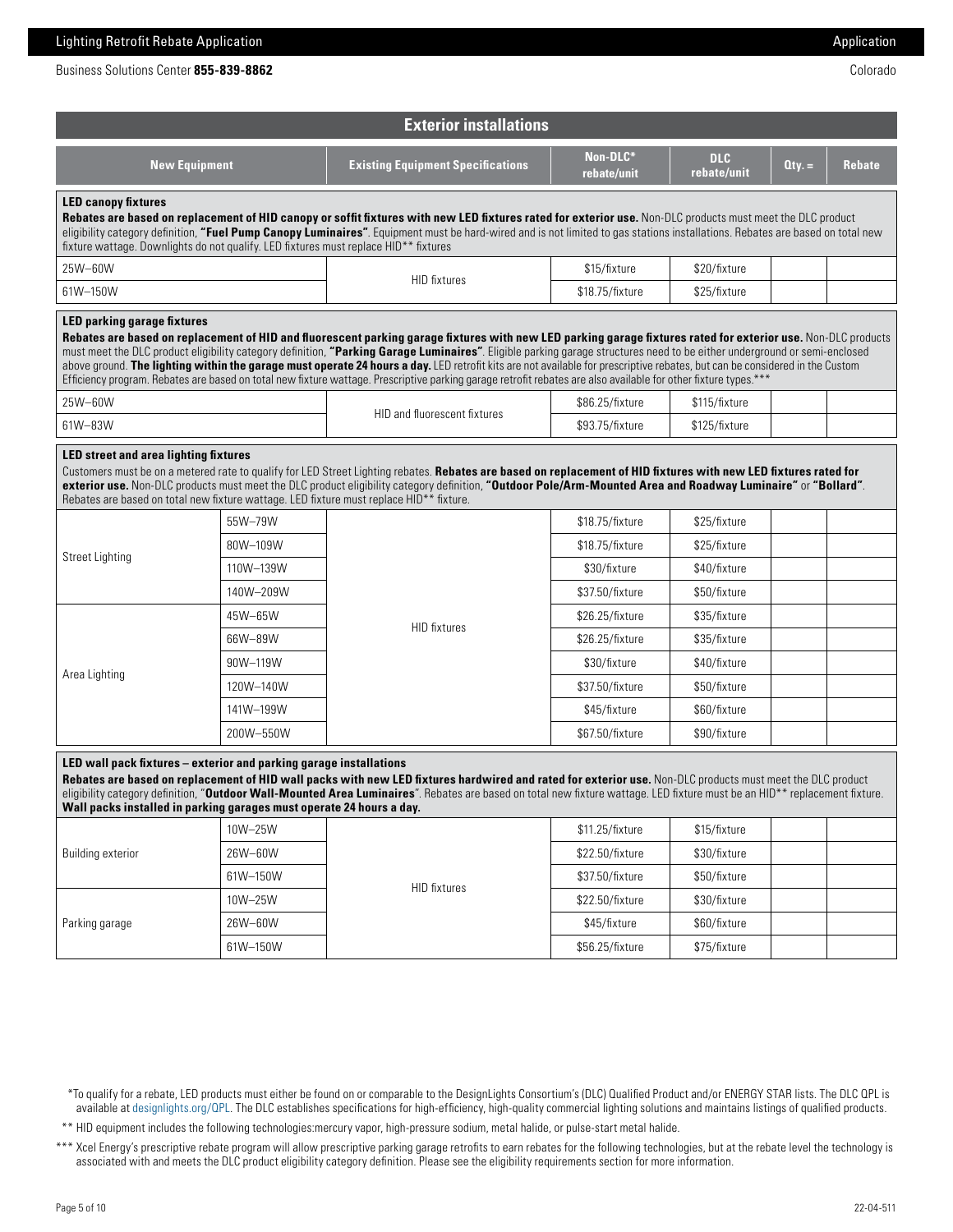## Exterior installations

| New Equipment | | Existing Equipment Specifications | Non-DLC* rebate/unit | DLC rebate/unit | Qty. = | Rebate |
|---|---|---|---|---|---|---|
| **LED canopy fixtures** **Rebates are based on replacement of HID canopy or soffit fixtures with new LED fixtures rated for exterior use.** Non-DLC products must meet the DLC product eligibility category definition, **"Fuel Pump Canopy Luminaires"**. Equipment must be hard-wired and is not limited to gas stations installations. Rebates are based on total new fixture wattage. Downlights do not qualify. LED fixtures must replace HID** fixtures | | | | | | |
| 25W–60W | | HID fixtures | $15/fixture | $20/fixture | | |
| 61W–150W | | | $18.75/fixture | $25/fixture | | |
| **LED parking garage fixtures** **Rebates are based on replacement of HID and fluorescent parking garage fixtures with new LED parking garage fixtures rated for exterior use.** Non-DLC products must meet the DLC product eligibility category definition, **"Parking Garage Luminaires"**. Eligible parking garage structures need to be either underground or semi-enclosed above ground. **The lighting within the garage must operate 24 hours a day.** LED retrofit kits are not available for prescriptive rebates, but can be considered in the Custom Efficiency program. Rebates are based on total new fixture wattage. Prescriptive parking garage retrofit rebates are also available for other fixture types.*** | | | | | | |
| 25W–60W | | HID and fluorescent fixtures | $86.25/fixture | $115/fixture | | |
| 61W–83W | | | $93.75/fixture | $125/fixture | | |
| **LED street and area lighting fixtures** Customers must be on a metered rate to qualify for LED Street Lighting rebates. **Rebates are based on replacement of HID fixtures with new LED fixtures rated for exterior use.** Non-DLC products must meet the DLC product eligibility category definition, **"Outdoor Pole/Arm-Mounted Area and Roadway Luminaire"** or **"Bollard"**. Rebates are based on total new fixture wattage. LED fixture must replace HID** fixture. | | | | | | |
| Street Lighting | 55W–79W | HID fixtures | $18.75/fixture | $25/fixture | | |
| | 80W–109W | | $18.75/fixture | $25/fixture | | |
| | 110W–139W | | $30/fixture | $40/fixture | | |
| | 140W–209W | | $37.50/fixture | $50/fixture | | |
| Area Lighting | 45W–65W | | $26.25/fixture | $35/fixture | | |
| | 66W–89W | | $26.25/fixture | $35/fixture | | |
| | 90W–119W | | $30/fixture | $40/fixture | | |
| | 120W–140W | | $37.50/fixture | $50/fixture | | |
| | 141W–199W | | $45/fixture | $60/fixture | | |
| | 200W–550W | | $67.50/fixture | $90/fixture | | |
| **LED wall pack fixtures – exterior and parking garage installations** **Rebates are based on replacement of HID wall packs with new LED fixtures hardwired and rated for exterior use.** Non-DLC products must meet the DLC product eligibility category definition, "**Outdoor Wall-Mounted Area Luminaires**". Rebates are based on total new fixture wattage. LED fixture must be an HID** replacement fixture. **Wall packs installed in parking garages must operate 24 hours a day.** | | | | | | |
| Building exterior | 10W–25W | HID fixtures | $11.25/fixture | $15/fixture | | |
| | 26W–60W | | $22.50/fixture | $30/fixture | | |
| | 61W–150W | | $37.50/fixture | $50/fixture | | |
| Parking garage | 10W–25W | | $22.50/fixture | $30/fixture | | |
| | 26W–60W | | $45/fixture | $60/fixture | | |
| | 61W–150W | | $56.25/fixture | $75/fixture | | |

*To qualify for a rebate, LED products must either be found on or comparable to the DesignLights Consortium's (DLC) Qualified Product and/or ENERGY STAR lists. The DLC QPL is available at designlights.org/QPL. The DLC establishes specifications for high-efficiency, high-quality commercial lighting solutions and maintains listings of qualified products.

** HID equipment includes the following technologies:mercury vapor, high-pressure sodium, metal halide, or pulse-start metal halide.

*** Xcel Energy's prescriptive rebate program will allow prescriptive parking garage retrofits to earn rebates for the following technologies, but at the rebate level the technology is associated with and meets the DLC product eligibility category definition. Please see the eligibility requirements section for more information.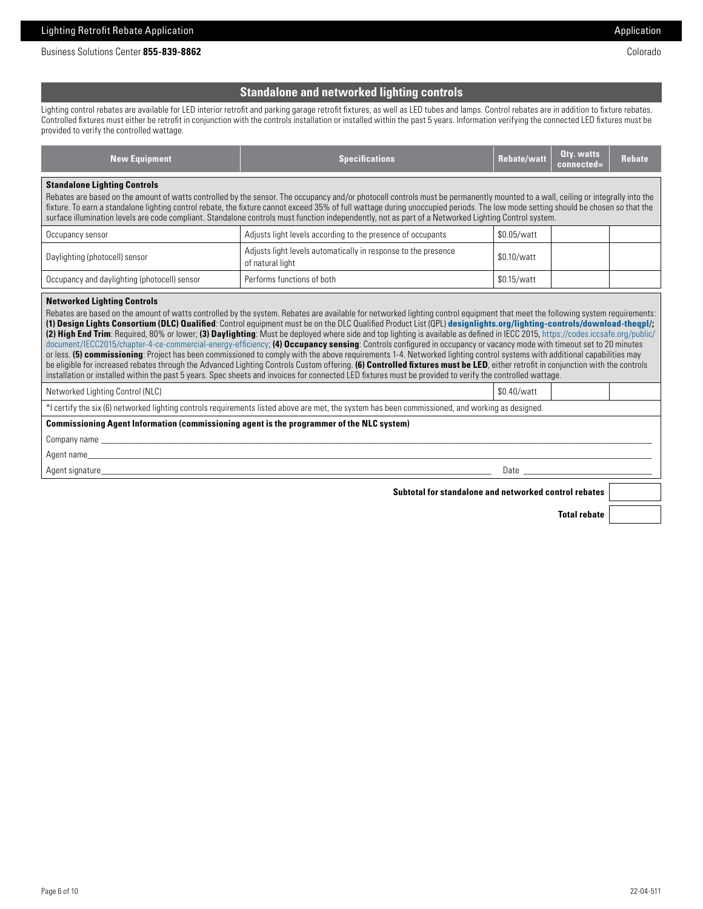## Standalone and networked lighting controls

Lighting control rebates are available for LED interior retrofit and parking garage retrofit fixtures, as well as LED tubes and lamps. Control rebates are in addition to fixture rebates. Controlled fixtures must either be retrofit in conjunction with the controls installation or installed within the past 5 years. Information verifying the connected LED fixtures must be provided to verify the controlled wattage.

| New Equipment | Specifications | Rebate/watt | Qty. watts connected= | Rebate |
|---|---|---|---|---|
| **Standalone Lighting Controls** | | | | |
| Occupancy sensor | Adjusts light levels according to the presence of occupants | $0.05/watt | | |
| Daylighting (photocell) sensor | Adjusts light levels automatically in response to the presence of natural light | $0.10/watt | | |
| Occupancy and daylighting (photocell) sensor | Performs functions of both | $0.15/watt | | |
| **Networked Lighting Controls** | | | | |
| Networked Lighting Control (NLC) | | $0.40/watt | | |

**Standalone Lighting Controls**

Rebates are based on the amount of watts controlled by the sensor. The occupancy and/or photocell controls must be permanently mounted to a wall, ceiling or integrally into the fixture. To earn a standalone lighting control rebate, the fixture cannot exceed 35% of full wattage during unoccupied periods. The low mode setting should be chosen so that the surface illumination levels are code compliant. Standalone controls must function independently, not as part of a Networked Lighting Control system.

**Networked Lighting Controls**

Rebates are based on the amount of watts controlled by the system. Rebates are available for networked lighting control equipment that meet the following system requirements: **(1) Design Lights Consortium (DLC) Qualified**: Control equipment must be on the DLC Qualified Product List (QPL) **designlights.org/lighting-controls/download-theqpl/**; **(2) High End Trim**: Required, 80% or lower; **(3) Daylighting**: Must be deployed where side and top lighting is available as defined in IECC 2015, https://codes.iccsafe.org/public/document/IECC2015/chapter-4-ce-commercial-energy-efficiency; **(4) Occupancy sensing**: Controls configured in occupancy or vacancy mode with timeout set to 20 minutes or less. **(5) commissioning**: Project has been commissioned to comply with the above requirements 1-4. Networked lighting control systems with additional capabilities may be eligible for increased rebates through the Advanced Lighting Controls Custom offering. **(6) Controlled fixtures must be LED**, either retrofit in conjunction with the controls installation or installed within the past 5 years. Spec sheets and invoices for connected LED fixtures must be provided to verify the controlled wattage.

*I certify the six (6) networked lighting controls requirements listed above are met, the system has been commissioned, and working as designed.

**Commissioning Agent Information (commissioning agent is the programmer of the NLC system)**

Company name \_\_\_\_\_\_\_\_\_\_\_\_\_\_\_\_\_\_\_\_\_\_\_\_\_\_\_\_\_\_

Agent name\_\_\_\_\_\_\_\_\_\_\_\_\_\_\_\_\_\_\_\_\_\_\_\_\_\_\_\_\_\_

Agent signature\_\_\_\_\_\_\_\_\_\_\_\_\_\_\_\_\_\_\_\_\_\_\_\_\_\_\_\_\_\_ Date \_\_\_\_\_\_\_\_\_\_\_\_\_\_\_\_

**Subtotal for standalone and networked control rebates** \_\_\_\_\_\_\_\_\_\_

**Total rebate** \_\_\_\_\_\_\_\_\_\_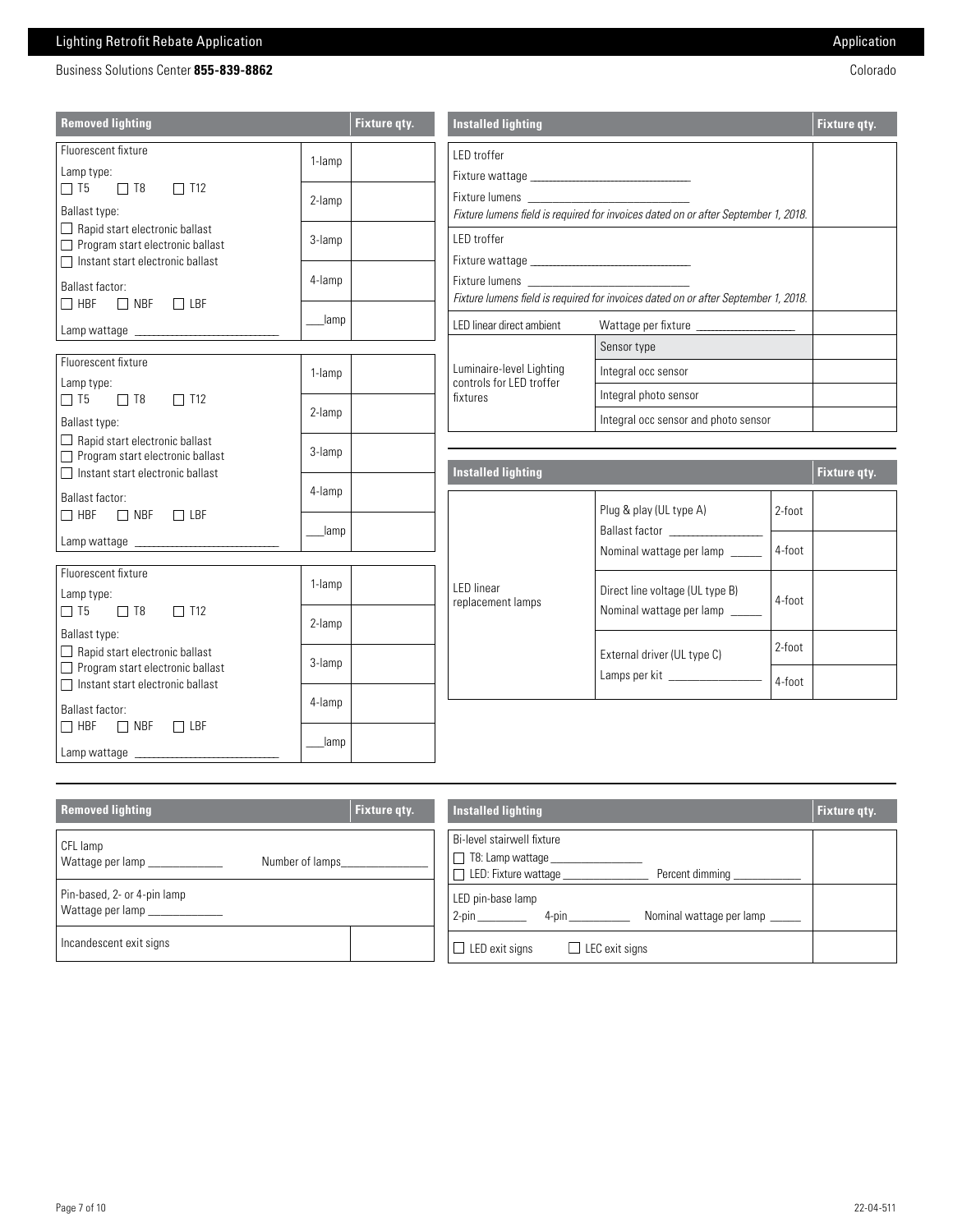| Removed lighting | | Fixture qty. |
|---|---|---|
| Fluorescent fixture<br>Lamp type:<br>☐ T5 ☐ T8 ☐ T12<br>Ballast type:<br>☐ Rapid start electronic ballast<br>☐ Program start electronic ballast<br>☐ Instant start electronic ballast<br>Ballast factor:<br>☐ HBF ☐ NBF ☐ LBF<br>Lamp wattage ___________ | 1-lamp | |
| | 2-lamp | |
| | 3-lamp | |
| | 4-lamp | |
| | ___lamp | |
| Fluorescent fixture<br>Lamp type:<br>☐ T5 ☐ T8 ☐ T12<br>Ballast type:<br>☐ Rapid start electronic ballast<br>☐ Program start electronic ballast<br>☐ Instant start electronic ballast<br>Ballast factor:<br>☐ HBF ☐ NBF ☐ LBF<br>Lamp wattage ___________ | 1-lamp | |
| | 2-lamp | |
| | 3-lamp | |
| | 4-lamp | |
| | ___lamp | |
| Fluorescent fixture<br>Lamp type:<br>☐ T5 ☐ T8 ☐ T12<br>Ballast type:<br>☐ Rapid start electronic ballast<br>☐ Program start electronic ballast<br>☐ Instant start electronic ballast<br>Ballast factor:<br>☐ HBF ☐ NBF ☐ LBF<br>Lamp wattage ___________ | 1-lamp | |
| | 2-lamp | |
| | 3-lamp | |
| | 4-lamp | |
| | ___lamp | |

| Installed lighting | | Fixture qty. |
|---|---|---|
| LED troffer<br>Fixture wattage ___________<br>Fixture lumens ___________<br>*Fixture lumens field is required for invoices dated on or after September 1, 2018.* | | |
| LED troffer<br>Fixture wattage ___________<br>Fixture lumens ___________<br>*Fixture lumens field is required for invoices dated on or after September 1, 2018.* | | |
| LED linear direct ambient | Wattage per fixture ___________ | |
| Luminaire-level Lighting controls for LED troffer fixtures | Sensor type | |
| | Integral occ sensor | |
| | Integral photo sensor | |
| | Integral occ sensor and photo sensor | |

| Installed lighting | | | Fixture qty. |
|---|---|---|---|
| LED linear replacement lamps | Plug & play (UL type A)<br>Ballast factor ___________<br>Nominal wattage per lamp _____ | 2-foot | |
| | | 4-foot | |
| | Direct line voltage (UL type B)<br>Nominal wattage per lamp _____ | 4-foot | |
| | External driver (UL type C)<br>Lamps per kit ___________ | 2-foot | |
| | | 4-foot | |

| Removed lighting | Fixture qty. |
|---|---|
| CFL lamp<br>Wattage per lamp ___________ Number of lamps___________ | |
| Pin-based, 2- or 4-pin lamp<br>Wattage per lamp ___________ | |
| Incandescent exit signs | |

| Installed lighting | Fixture qty. |
|---|---|
| Bi-level stairwell fixture<br>☐ T8: Lamp wattage ___________<br>☐ LED: Fixture wattage ___________ Percent dimming ___________ | |
| LED pin-base lamp<br>2-pin ________ 4-pin ________ Nominal wattage per lamp _____ | |
| ☐ LED exit signs ☐ LEC exit signs | |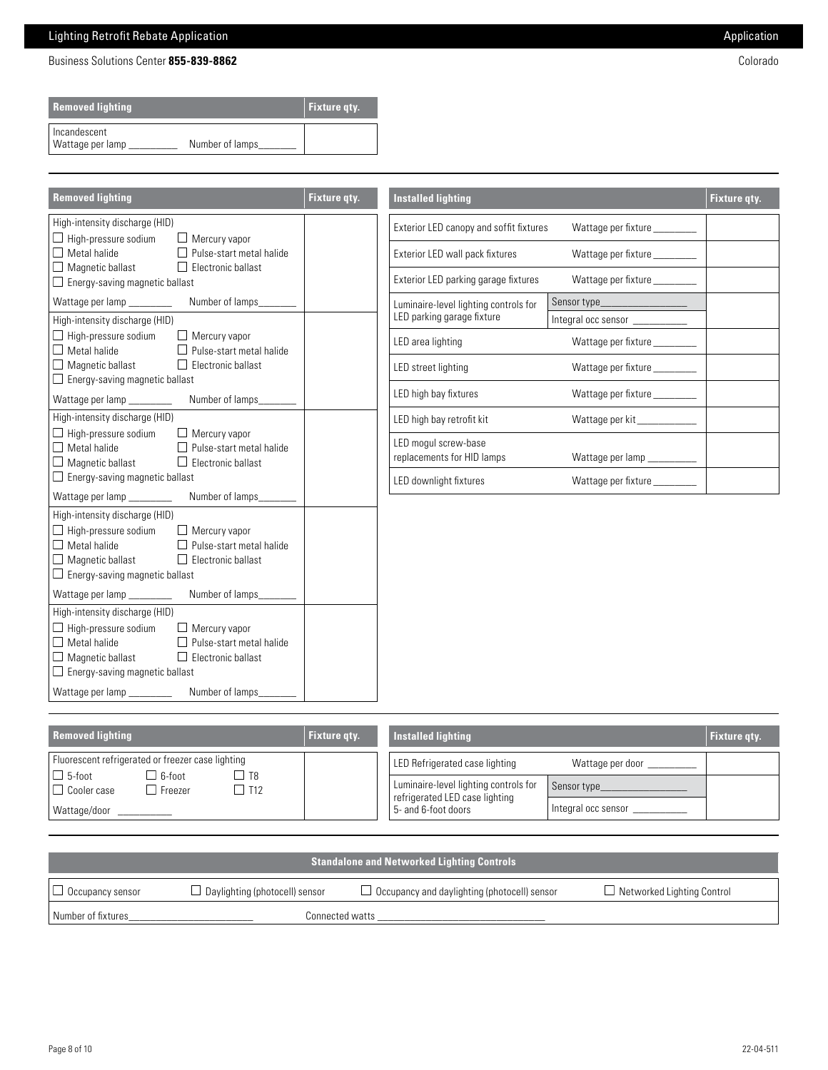| Removed lighting | Fixture qty. |
|---|---|
| Incandescent<br>Wattage per lamp _________ Number of lamps_______ | |

| Removed lighting | Fixture qty. |
|---|---|
| High-intensity discharge (HID)<br>☐ High-pressure sodium ☐ Mercury vapor<br>☐ Metal halide ☐ Pulse-start metal halide<br>☐ Magnetic ballast ☐ Electronic ballast<br>☐ Energy-saving magnetic ballast<br>Wattage per lamp ________ Number of lamps_______ | |
| High-intensity discharge (HID)<br>☐ High-pressure sodium ☐ Mercury vapor<br>☐ Metal halide ☐ Pulse-start metal halide<br>☐ Magnetic ballast ☐ Electronic ballast<br>☐ Energy-saving magnetic ballast<br>Wattage per lamp ________ Number of lamps_______ | |
| High-intensity discharge (HID)<br>☐ High-pressure sodium ☐ Mercury vapor<br>☐ Metal halide ☐ Pulse-start metal halide<br>☐ Magnetic ballast ☐ Electronic ballast<br>☐ Energy-saving magnetic ballast<br>Wattage per lamp ________ Number of lamps_______ | |
| High-intensity discharge (HID)<br>☐ High-pressure sodium ☐ Mercury vapor<br>☐ Metal halide ☐ Pulse-start metal halide<br>☐ Magnetic ballast ☐ Electronic ballast<br>☐ Energy-saving magnetic ballast<br>Wattage per lamp ________ Number of lamps_______ | |
| High-intensity discharge (HID)<br>☐ High-pressure sodium ☐ Mercury vapor<br>☐ Metal halide ☐ Pulse-start metal halide<br>☐ Magnetic ballast ☐ Electronic ballast<br>☐ Energy-saving magnetic ballast<br>Wattage per lamp ________ Number of lamps_______ | |

| Installed lighting | | Fixture qty. |
|---|---|---|
| Exterior LED canopy and soffit fixtures | Wattage per fixture ________ | |
| Exterior LED wall pack fixtures | Wattage per fixture ________ | |
| Exterior LED parking garage fixtures | Wattage per fixture ________ | |
| Luminaire-level lighting controls for LED parking garage fixture | Sensor type________________<br>Integral occ sensor __________ | |
| LED area lighting | Wattage per fixture ________ | |
| LED street lighting | Wattage per fixture ________ | |
| LED high bay fixtures | Wattage per fixture ________ | |
| LED high bay retrofit kit | Wattage per kit ___________ | |
| LED mogul screw-base replacements for HID lamps | Wattage per lamp _________ | |
| LED downlight fixtures | Wattage per fixture ________ | |

| Removed lighting | Fixture qty. |
|---|---|
| Fluorescent refrigerated or freezer case lighting<br>☐ 5-foot ☐ 6-foot ☐ T8<br>☐ Cooler case ☐ Freezer ☐ T12<br>Wattage/door __________ | |

| Installed lighting | | Fixture qty. |
|---|---|---|
| LED Refrigerated case lighting | Wattage per door _________ | |
| Luminaire-level lighting controls for refrigerated LED case lighting 5- and 6-foot doors | Sensor type________________<br>Integral occ sensor __________ | |

| Standalone and Networked Lighting Controls | | | |
|---|---|---|---|
| ☐ Occupancy sensor | ☐ Daylighting (photocell) sensor | ☐ Occupancy and daylighting (photocell) sensor | ☐ Networked Lighting Control |
| Number of fixtures________________________ | Connected watts ________________________________ | | |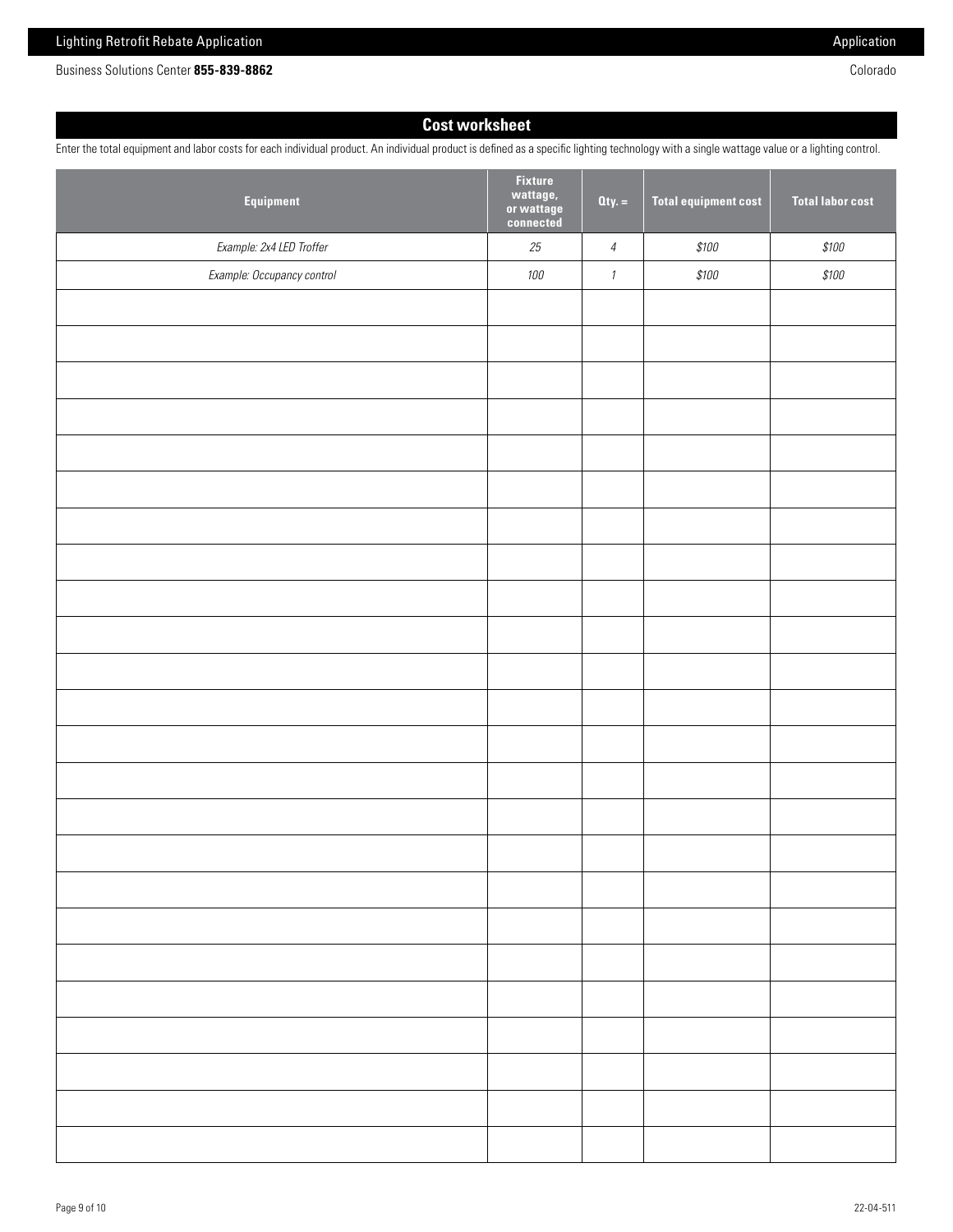## Cost worksheet

Enter the total equipment and labor costs for each individual product. An individual product is defined as a specific lighting technology with a single wattage value or a lighting control.

| Equipment | Fixture wattage, or wattage connected | Qty. = | Total equipment cost | Total labor cost |
|---|---|---|---|---|
| *Example: 2x4 LED Troffer* | *25* | *4* | *$100* | *$100* |
| *Example: Occupancy control* | *100* | *1* | *$100* | *$100* |
| | | | | |
| | | | | |
| | | | | |
| | | | | |
| | | | | |
| | | | | |
| | | | | |
| | | | | |
| | | | | |
| | | | | |
| | | | | |
| | | | | |
| | | | | |
| | | | | |
| | | | | |
| | | | | |
| | | | | |
| | | | | |
| | | | | |
| | | | | |
| | | | | |
| | | | | |
| | | | | |
| | | | | |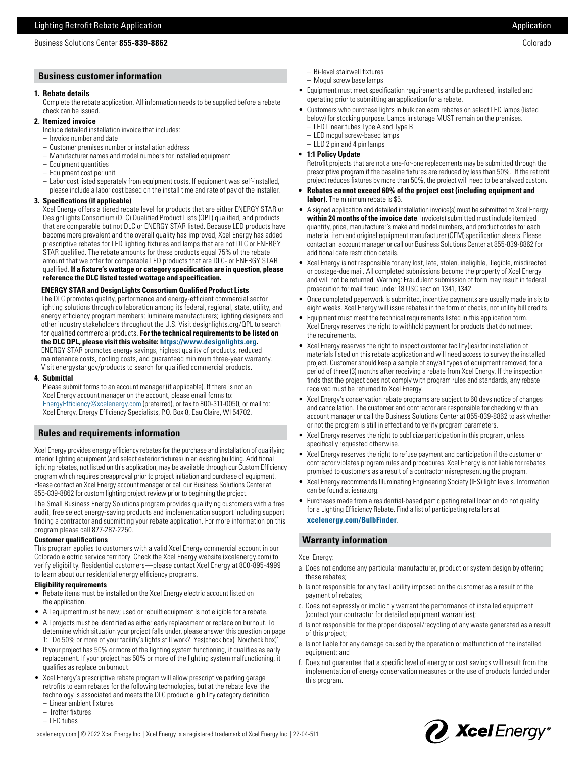## Business customer information

**1. Rebate details**

Complete the rebate application. All information needs to be supplied before a rebate check can be issued.

**2. Itemized invoice**

Include detailed installation invoice that includes:

- Invoice number and date
- Customer premises number or installation address
- Manufacturer names and model numbers for installed equipment
- Equipment quantities
- Equipment cost per unit
- Labor cost listed seperately from equipment costs. If equipment was self-installed, please include a labor cost based on the install time and rate of pay of the installer.

**3. Specifications (if applicable)**

Xcel Energy offers a tiered rebate level for products that are either ENERGY STAR or DesignLights Consortium (DLC) Qualified Product Lists (QPL) qualified, and products that are comparable but not DLC or ENERGY STAR listed. Because LED products have become more prevalent and the overall quality has improved, Xcel Energy has added prescriptive rebates for LED lighting fixtures and lamps that are not DLC or ENERGY STAR qualified. The rebate amounts for these products equal 75% of the rebate amount that we offer for comparable LED products that are DLC- or ENERGY STAR qualified. **If a fixture's wattage or category specification are in question, please reference the DLC listed tested wattage and specification.**

**ENERGY STAR and DesignLights Consortium Qualified Product Lists**

The DLC promotes quality, performance and energy-efficient commercial sector lighting solutions through collaboration among its federal, regional, state, utility, and energy efficiency program members; luminaire manufacturers; lighting designers and other industry stakeholders throughout the U.S. Visit designlights.org/QPL to search for qualified commercial products. **For the technical requirements to be listed on the DLC QPL, please visit this website: https://www.designlights.org.** ENERGY STAR promotes energy savings, highest quality of products, reduced maintenance costs, cooling costs, and guaranteed minimum three-year warranty. Visit energystar.gov/products to search for qualified commercial products.

**4. Submittal**

Please submit forms to an account manager (if applicable). If there is not an Xcel Energy account manager on the account, please email forms to: EnergyEfficiency@xcelenergy.com (preferred), or fax to 800-311-0050, or mail to: Xcel Energy, Energy Efficiency Specialists, P.O. Box 8, Eau Claire, WI 54702.

## Rules and requirements information

Xcel Energy provides energy efficiency rebates for the purchase and installation of qualifying interior lighting equipment (and select exterior fixtures) in an existing building. Additional lighting rebates, not listed on this application, may be available through our Custom Efficiency program which requires preapproval prior to project initiation and purchase of equipment. Please contact an Xcel Energy account manager or call our Business Solutions Center at 855-839-8862 for custom lighting project review prior to beginning the project.

The Small Business Energy Solutions program provides qualifying customers with a free audit, free select energy-saving products and implementation support including support finding a contractor and submitting your rebate application. For more information on this program please call 877-287-2250.

**Customer qualifications**

This program applies to customers with a valid Xcel Energy commercial account in our Colorado electric service territory. Check the Xcel Energy website (xcelenergy.com) to verify eligibility. Residential customers—please contact Xcel Energy at 800-895-4999 to learn about our residential energy efficiency programs.

**Eligibility requirements**

- Rebate items must be installed on the Xcel Energy electric account listed on the application.
- All equipment must be new; used or rebuilt equipment is not eligible for a rebate.
- All projects must be identified as either early replacement or replace on burnout. To determine which situation your project falls under, please answer this question on page 1: 'Do 50% or more of your facility's lights still work? Yes(check box) No(check box)'
- If your project has 50% or more of the lighting system functioning, it qualifies as early replacement. If your project has 50% or more of the lighting system malfunctioning, it qualifies as replace on burnout.
- Xcel Energy's prescriptive rebate program will allow prescriptive parking garage retrofits to earn rebates for the following technologies, but at the rebate level the technology is associated and meets the DLC product eligibility category definition.
  - Linear ambient fixtures
  - Troffer fixtures
  - LED tubes
  - Bi-level stairwell fixtures
  - Mogul screw base lamps
- Equipment must meet specification requirements and be purchased, installed and operating prior to submitting an application for a rebate.
- Customers who purchase lights in bulk can earn rebates on select LED lamps (listed below) for stocking purpose. Lamps in storage MUST remain on the premises.
  - LED Linear tubes Type A and Type B
  - LED mogul screw-based lamps
  - LED 2 pin and 4 pin lamps
- **1:1 Policy Update**
  Retrofit projects that are not a one-for-one replacements may be submitted through the prescriptive program if the baseline fixtures are reduced by less than 50%. If the retrofit project reduces fixtures by more than 50%, the project will need to be analyzed custom.
- **Rebates cannot exceed 60% of the project cost (including equipment and labor).** The minimum rebate is $5.
- A signed application and detailed installation invoice(s) must be submitted to Xcel Energy **within 24 months of the invoice date**. Invoice(s) submitted must include itemized quantity, price, manufacturer's make and model numbers, and product codes for each material item and original equipment manufacturer (OEM) specification sheets. Please contact an account manager or call our Business Solutions Center at 855-839-8862 for additional date restriction details.
- Xcel Energy is not responsible for any lost, late, stolen, ineligible, illegible, misdirected or postage-due mail. All completed submissions become the property of Xcel Energy and will not be returned. Warning: Fraudulent submission of form may result in federal prosecution for mail fraud under 18 USC section 1341, 1342.
- Once completed paperwork is submitted, incentive payments are usually made in six to eight weeks. Xcel Energy will issue rebates in the form of checks, not utility bill credits.
- Equipment must meet the technical requirements listed in this application form. Xcel Energy reserves the right to withhold payment for products that do not meet the requirements.
- Xcel Energy reserves the right to inspect customer facility(ies) for installation of materials listed on this rebate application and will need access to survey the installed project. Customer should keep a sample of any/all types of equipment removed, for a period of three (3) months after receiving a rebate from Xcel Energy. If the inspection finds that the project does not comply with program rules and standards, any rebate received must be returned to Xcel Energy.
- Xcel Energy's conservation rebate programs are subject to 60 days notice of changes and cancellation. The customer and contractor are responsible for checking with an account manager or call the Business Solutions Center at 855-839-8862 to ask whether or not the program is still in effect and to verify program parameters.
- Xcel Energy reserves the right to publicize participation in this program, unless specifically requested otherwise.
- Xcel Energy reserves the right to refuse payment and participation if the customer or contractor violates program rules and procedures. Xcel Energy is not liable for rebates promised to customers as a result of a contractor misrepresenting the program.
- Xcel Energy recommends Illuminating Engineering Society (IES) light levels. Information can be found at iesna.org.
- Purchases made from a residential-based participating retail location do not qualify for a Lighting Efficiency Rebate. Find a list of participating retailers at **xcelenergy.com/BulbFinder**.

## Warranty information

Xcel Energy:

a. Does not endorse any particular manufacturer, product or system design by offering these rebates;

b. Is not responsible for any tax liability imposed on the customer as a result of the payment of rebates;

c. Does not expressly or implicitly warrant the performance of installed equipment (contact your contractor for detailed equipment warranties);

d. Is not responsible for the proper disposal/recycling of any waste generated as a result of this project;

e. Is not liable for any damage caused by the operation or malfunction of the installed equipment; and

f. Does not guarantee that a specific level of energy or cost savings will result from the implementation of energy conservation measures or the use of products funded under this program.